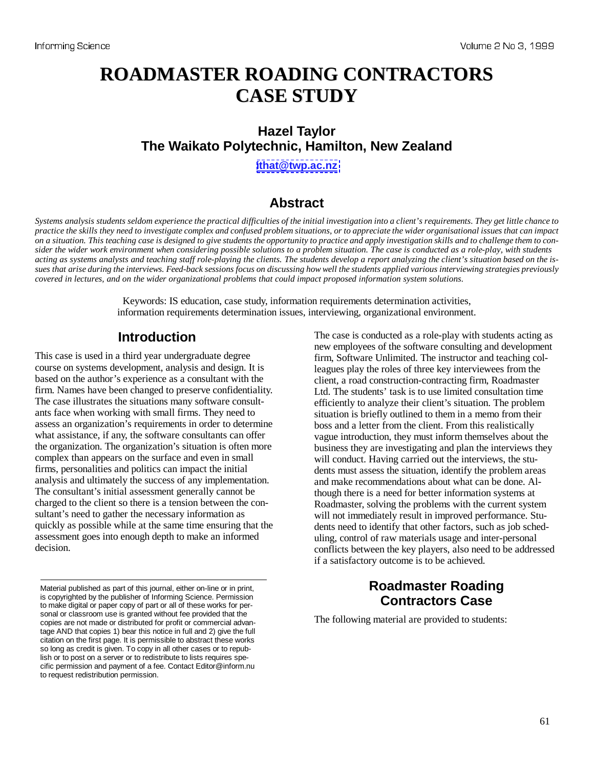# ROADMASTER ROADING CONTRACTORS CASE STUDY

**Hazel Taylor**
**The Waikato Polytechnic, Hamilton, New Zealand**

**ithat@twp.ac.nz**

## Abstract

*Systems analysis students seldom experience the practical difficulties of the initial investigation into a client's requirements. They get little chance to practice the skills they need to investigate complex and confused problem situations, or to appreciate the wider organisational issues that can impact on a situation. This teaching case is designed to give students the opportunity to practice and apply investigation skills and to challenge them to consider the wider work environment when considering possible solutions to a problem situation. The case is conducted as a role-play, with students acting as systems analysts and teaching staff role-playing the clients. The students develop a report analyzing the client's situation based on the issues that arise during the interviews. Feed-back sessions focus on discussing how well the students applied various interviewing strategies previously covered in lectures, and on the wider organizational problems that could impact proposed information system solutions.*

Keywords: IS education, case study, information requirements determination activities, information requirements determination issues, interviewing, organizational environment.

## Introduction

This case is used in a third year undergraduate degree course on systems development, analysis and design. It is based on the author's experience as a consultant with the firm. Names have been changed to preserve confidentiality. The case illustrates the situations many software consultants face when working with small firms. They need to assess an organization's requirements in order to determine what assistance, if any, the software consultants can offer the organization. The organization's situation is often more complex than appears on the surface and even in small firms, personalities and politics can impact the initial analysis and ultimately the success of any implementation. The consultant's initial assessment generally cannot be charged to the client so there is a tension between the consultant's need to gather the necessary information as quickly as possible while at the same time ensuring that the assessment goes into enough depth to make an informed decision.

The case is conducted as a role-play with students acting as new employees of the software consulting and development firm, Software Unlimited. The instructor and teaching colleagues play the roles of three key interviewees from the client, a road construction-contracting firm, Roadmaster Ltd. The students' task is to use limited consultation time efficiently to analyze their client's situation. The problem situation is briefly outlined to them in a memo from their boss and a letter from the client. From this realistically vague introduction, they must inform themselves about the business they are investigating and plan the interviews they will conduct. Having carried out the interviews, the students must assess the situation, identify the problem areas and make recommendations about what can be done. Although there is a need for better information systems at Roadmaster, solving the problems with the current system will not immediately result in improved performance. Students need to identify that other factors, such as job scheduling, control of raw materials usage and inter-personal conflicts between the key players, also need to be addressed if a satisfactory outcome is to be achieved.

## Roadmaster Roading Contractors Case

The following material are provided to students:

Material published as part of this journal, either on-line or in print, is copyrighted by the publisher of Informing Science. Permission to make digital or paper copy of part or all of these works for personal or classroom use is granted without fee provided that the copies are not made or distributed for profit or commercial advantage AND that copies 1) bear this notice in full and 2) give the full citation on the first page. It is permissible to abstract these works so long as credit is given. To copy in all other cases or to republish or to post on a server or to redistribute to lists requires specific permission and payment of a fee. Contact Editor@inform.nu to request redistribution permission.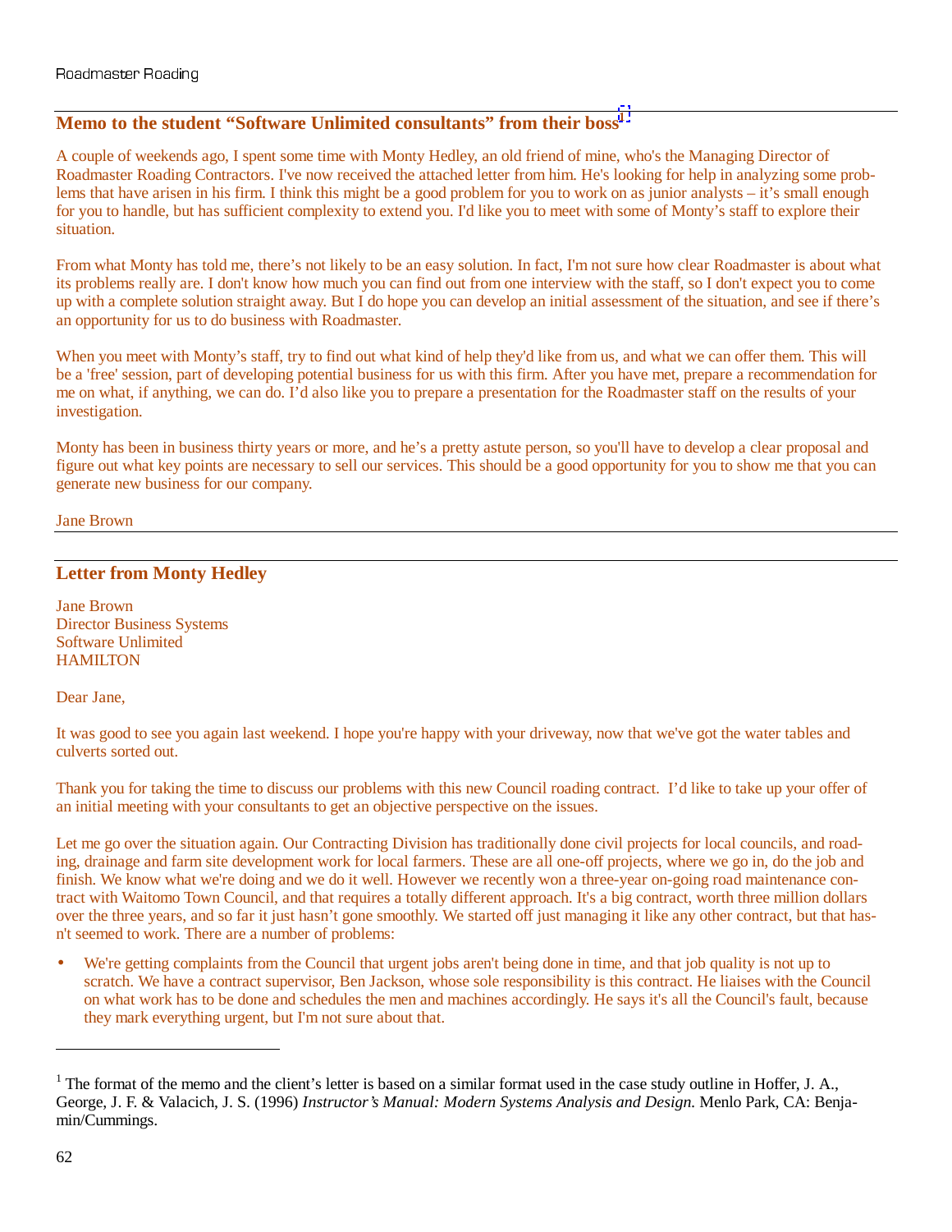## Memo to the student "Software Unlimited consultants" from their boss[1]

A couple of weekends ago, I spent some time with Monty Hedley, an old friend of mine, who's the Managing Director of Roadmaster Roading Contractors. I've now received the attached letter from him. He's looking for help in analyzing some problems that have arisen in his firm. I think this might be a good problem for you to work on as junior analysts – it's small enough for you to handle, but has sufficient complexity to extend you. I'd like you to meet with some of Monty's staff to explore their situation.

From what Monty has told me, there's not likely to be an easy solution. In fact, I'm not sure how clear Roadmaster is about what its problems really are. I don't know how much you can find out from one interview with the staff, so I don't expect you to come up with a complete solution straight away. But I do hope you can develop an initial assessment of the situation, and see if there's an opportunity for us to do business with Roadmaster.

When you meet with Monty's staff, try to find out what kind of help they'd like from us, and what we can offer them. This will be a 'free' session, part of developing potential business for us with this firm. After you have met, prepare a recommendation for me on what, if anything, we can do. I'd also like you to prepare a presentation for the Roadmaster staff on the results of your investigation.

Monty has been in business thirty years or more, and he's a pretty astute person, so you'll have to develop a clear proposal and figure out what key points are necessary to sell our services. This should be a good opportunity for you to show me that you can generate new business for our company.

Jane Brown

---

## Letter from Monty Hedley

Jane Brown
Director Business Systems
Software Unlimited
HAMILTON

Dear Jane,

It was good to see you again last weekend. I hope you're happy with your driveway, now that we've got the water tables and culverts sorted out.

Thank you for taking the time to discuss our problems with this new Council roading contract. I'd like to take up your offer of an initial meeting with your consultants to get an objective perspective on the issues.

Let me go over the situation again. Our Contracting Division has traditionally done civil projects for local councils, and roading, drainage and farm site development work for local farmers. These are all one-off projects, where we go in, do the job and finish. We know what we're doing and we do it well. However we recently won a three-year on-going road maintenance contract with Waitomo Town Council, and that requires a totally different approach. It's a big contract, worth three million dollars over the three years, and so far it just hasn't gone smoothly. We started off just managing it like any other contract, but that hasn't seemed to work. There are a number of problems:

- We're getting complaints from the Council that urgent jobs aren't being done in time, and that job quality is not up to scratch. We have a contract supervisor, Ben Jackson, whose sole responsibility is this contract. He liaises with the Council on what work has to be done and schedules the men and machines accordingly. He says it's all the Council's fault, because they mark everything urgent, but I'm not sure about that.

---

[1] The format of the memo and the client's letter is based on a similar format used in the case study outline in Hoffer, J. A., George, J. F. & Valacich, J. S. (1996) *Instructor's Manual: Modern Systems Analysis and Design.* Menlo Park, CA: Benjamin/Cummings.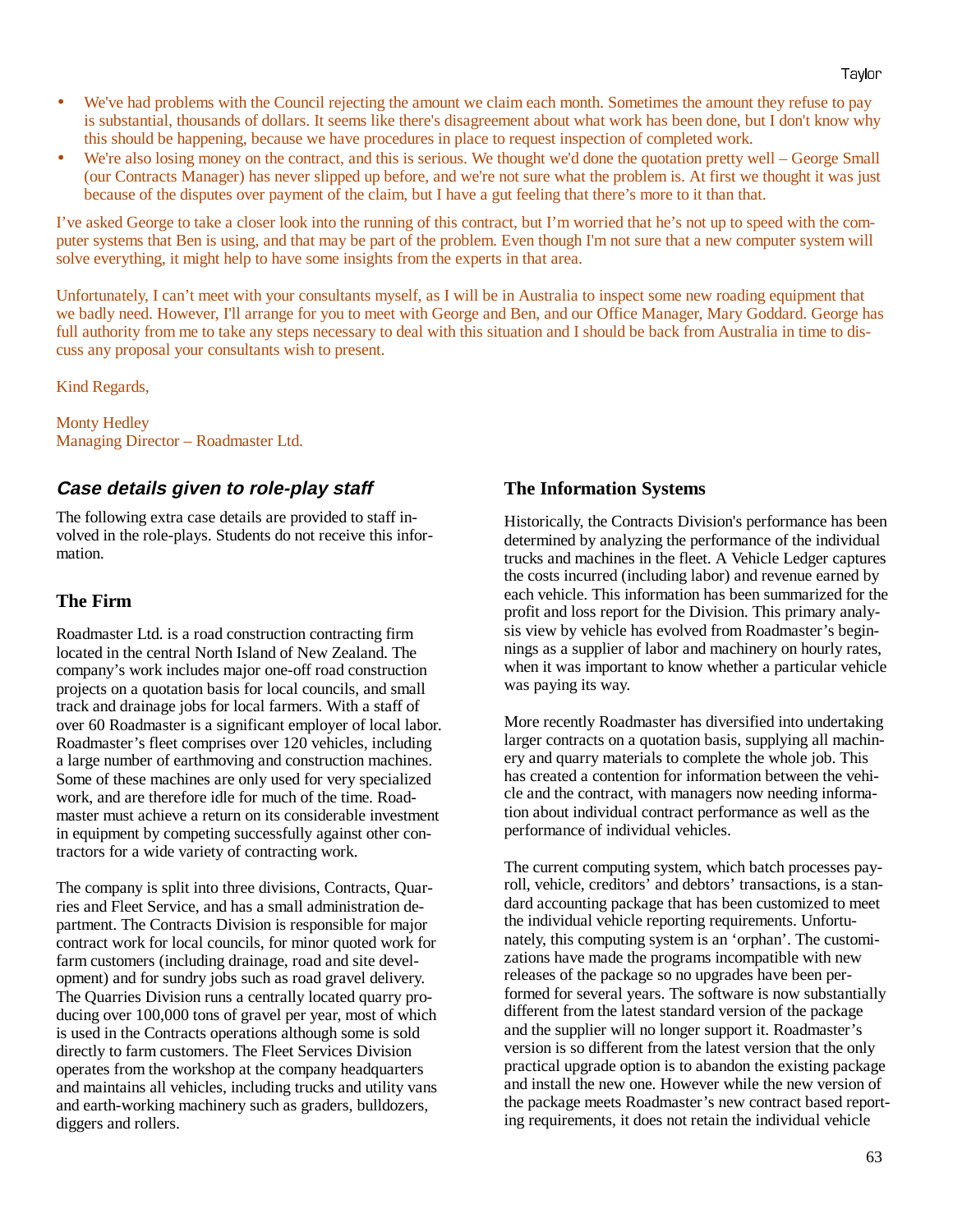- We've had problems with the Council rejecting the amount we claim each month. Sometimes the amount they refuse to pay is substantial, thousands of dollars. It seems like there's disagreement about what work has been done, but I don't know why this should be happening, because we have procedures in place to request inspection of completed work.
- We're also losing money on the contract, and this is serious. We thought we'd done the quotation pretty well – George Small (our Contracts Manager) has never slipped up before, and we're not sure what the problem is. At first we thought it was just because of the disputes over payment of the claim, but I have a gut feeling that there's more to it than that.

I've asked George to take a closer look into the running of this contract, but I'm worried that he's not up to speed with the computer systems that Ben is using, and that may be part of the problem. Even though I'm not sure that a new computer system will solve everything, it might help to have some insights from the experts in that area.

Unfortunately, I can't meet with your consultants myself, as I will be in Australia to inspect some new roading equipment that we badly need. However, I'll arrange for you to meet with George and Ben, and our Office Manager, Mary Goddard. George has full authority from me to take any steps necessary to deal with this situation and I should be back from Australia in time to discuss any proposal your consultants wish to present.

Kind Regards,

Monty Hedley
Managing Director – Roadmaster Ltd.

## *Case details given to role-play staff*

The following extra case details are provided to staff involved in the role-plays. Students do not receive this information.

### The Firm

Roadmaster Ltd. is a road construction contracting firm located in the central North Island of New Zealand. The company's work includes major one-off road construction projects on a quotation basis for local councils, and small track and drainage jobs for local farmers. With a staff of over 60 Roadmaster is a significant employer of local labor. Roadmaster's fleet comprises over 120 vehicles, including a large number of earthmoving and construction machines. Some of these machines are only used for very specialized work, and are therefore idle for much of the time. Roadmaster must achieve a return on its considerable investment in equipment by competing successfully against other contractors for a wide variety of contracting work.

The company is split into three divisions, Contracts, Quarries and Fleet Service, and has a small administration department. The Contracts Division is responsible for major contract work for local councils, for minor quoted work for farm customers (including drainage, road and site development) and for sundry jobs such as road gravel delivery. The Quarries Division runs a centrally located quarry producing over 100,000 tons of gravel per year, most of which is used in the Contracts operations although some is sold directly to farm customers. The Fleet Services Division operates from the workshop at the company headquarters and maintains all vehicles, including trucks and utility vans and earth-working machinery such as graders, bulldozers, diggers and rollers.

### The Information Systems

Historically, the Contracts Division's performance has been determined by analyzing the performance of the individual trucks and machines in the fleet. A Vehicle Ledger captures the costs incurred (including labor) and revenue earned by each vehicle. This information has been summarized for the profit and loss report for the Division. This primary analysis view by vehicle has evolved from Roadmaster's beginnings as a supplier of labor and machinery on hourly rates, when it was important to know whether a particular vehicle was paying its way.

More recently Roadmaster has diversified into undertaking larger contracts on a quotation basis, supplying all machinery and quarry materials to complete the whole job. This has created a contention for information between the vehicle and the contract, with managers now needing information about individual contract performance as well as the performance of individual vehicles.

The current computing system, which batch processes payroll, vehicle, creditors' and debtors' transactions, is a standard accounting package that has been customized to meet the individual vehicle reporting requirements. Unfortunately, this computing system is an 'orphan'. The customizations have made the programs incompatible with new releases of the package so no upgrades have been performed for several years. The software is now substantially different from the latest standard version of the package and the supplier will no longer support it. Roadmaster's version is so different from the latest version that the only practical upgrade option is to abandon the existing package and install the new one. However while the new version of the package meets Roadmaster's new contract based reporting requirements, it does not retain the individual vehicle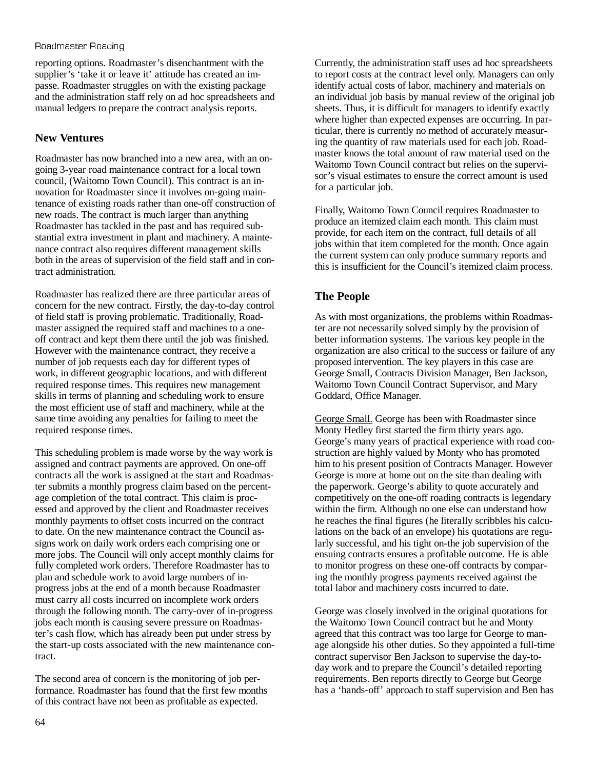reporting options. Roadmaster's disenchantment with the supplier's 'take it or leave it' attitude has created an impasse. Roadmaster struggles on with the existing package and the administration staff rely on ad hoc spreadsheets and manual ledgers to prepare the contract analysis reports.

## New Ventures

Roadmaster has now branched into a new area, with an on-going 3-year road maintenance contract for a local town council, (Waitomo Town Council). This contract is an innovation for Roadmaster since it involves on-going maintenance of existing roads rather than one-off construction of new roads. The contract is much larger than anything Roadmaster has tackled in the past and has required substantial extra investment in plant and machinery. A maintenance contract also requires different management skills both in the areas of supervision of the field staff and in contract administration.

Roadmaster has realized there are three particular areas of concern for the new contract. Firstly, the day-to-day control of field staff is proving problematic. Traditionally, Roadmaster assigned the required staff and machines to a one-off contract and kept them there until the job was finished. However with the maintenance contract, they receive a number of job requests each day for different types of work, in different geographic locations, and with different required response times. This requires new management skills in terms of planning and scheduling work to ensure the most efficient use of staff and machinery, while at the same time avoiding any penalties for failing to meet the required response times.

This scheduling problem is made worse by the way work is assigned and contract payments are approved. On one-off contracts all the work is assigned at the start and Roadmaster submits a monthly progress claim based on the percentage completion of the total contract. This claim is processed and approved by the client and Roadmaster receives monthly payments to offset costs incurred on the contract to date. On the new maintenance contract the Council assigns work on daily work orders each comprising one or more jobs. The Council will only accept monthly claims for fully completed work orders. Therefore Roadmaster has to plan and schedule work to avoid large numbers of in-progress jobs at the end of a month because Roadmaster must carry all costs incurred on incomplete work orders through the following month. The carry-over of in-progress jobs each month is causing severe pressure on Roadmaster's cash flow, which has already been put under stress by the start-up costs associated with the new maintenance contract.

The second area of concern is the monitoring of job performance. Roadmaster has found that the first few months of this contract have not been as profitable as expected. Currently, the administration staff uses ad hoc spreadsheets to report costs at the contract level only. Managers can only identify actual costs of labor, machinery and materials on an individual job basis by manual review of the original job sheets. Thus, it is difficult for managers to identify exactly where higher than expected expenses are occurring. In particular, there is currently no method of accurately measuring the quantity of raw materials used for each job. Roadmaster knows the total amount of raw material used on the Waitomo Town Council contract but relies on the supervisor's visual estimates to ensure the correct amount is used for a particular job.

Finally, Waitomo Town Council requires Roadmaster to produce an itemized claim each month. This claim must provide, for each item on the contract, full details of all jobs within that item completed for the month. Once again the current system can only produce summary reports and this is insufficient for the Council's itemized claim process.

## The People

As with most organizations, the problems within Roadmaster are not necessarily solved simply by the provision of better information systems. The various key people in the organization are also critical to the success or failure of any proposed intervention. The key players in this case are George Small, Contracts Division Manager, Ben Jackson, Waitomo Town Council Contract Supervisor, and Mary Goddard, Office Manager.

George Small. George has been with Roadmaster since Monty Hedley first started the firm thirty years ago. George's many years of practical experience with road construction are highly valued by Monty who has promoted him to his present position of Contracts Manager. However George is more at home out on the site than dealing with the paperwork. George's ability to quote accurately and competitively on the one-off roading contracts is legendary within the firm. Although no one else can understand how he reaches the final figures (he literally scribbles his calculations on the back of an envelope) his quotations are regularly successful, and his tight on-the job supervision of the ensuing contracts ensures a profitable outcome. He is able to monitor progress on these one-off contracts by comparing the monthly progress payments received against the total labor and machinery costs incurred to date.

George was closely involved in the original quotations for the Waitomo Town Council contract but he and Monty agreed that this contract was too large for George to manage alongside his other duties. So they appointed a full-time contract supervisor Ben Jackson to supervise the day-to-day work and to prepare the Council's detailed reporting requirements. Ben reports directly to George but George has a 'hands-off' approach to staff supervision and Ben has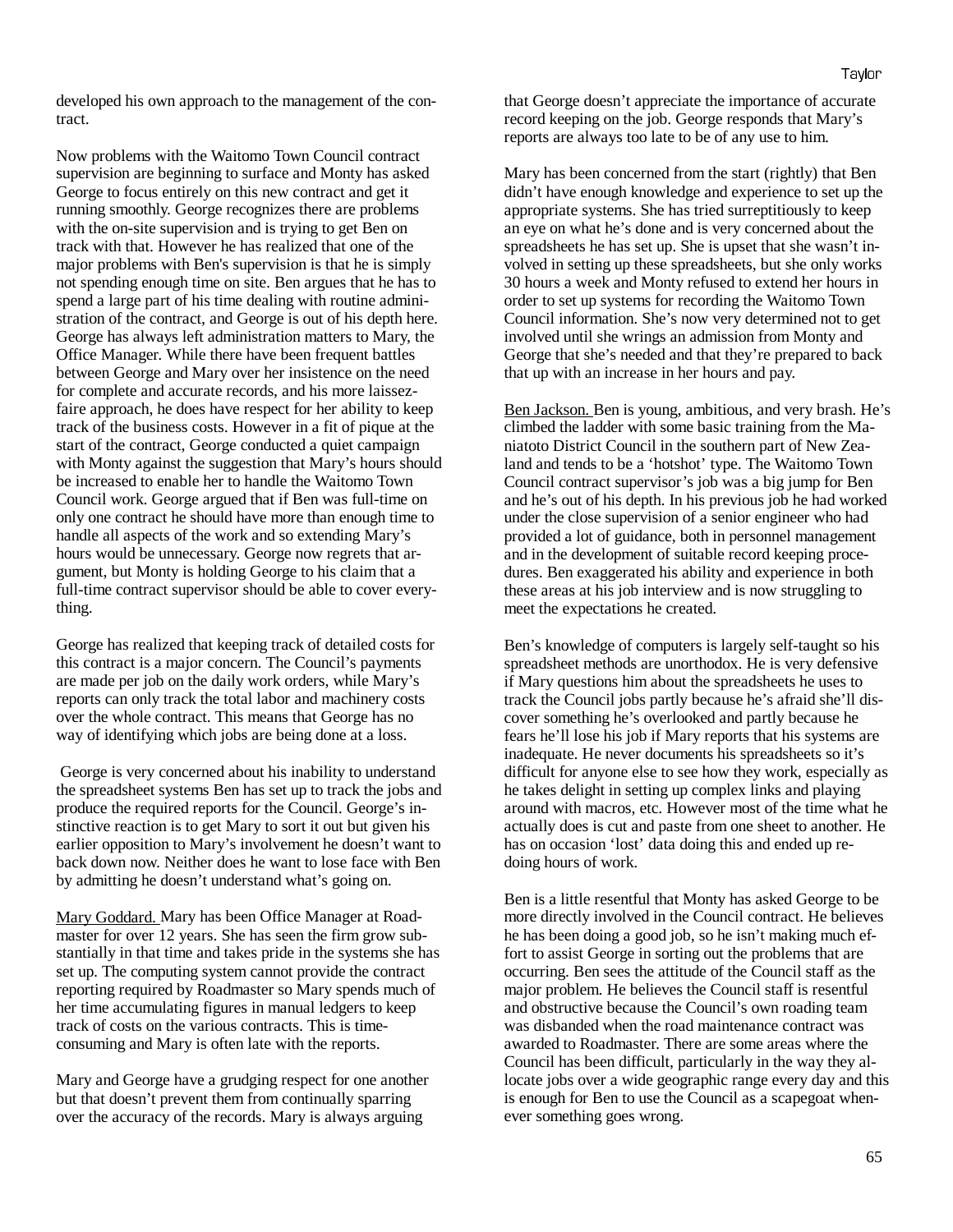developed his own approach to the management of the contract.

Now problems with the Waitomo Town Council contract supervision are beginning to surface and Monty has asked George to focus entirely on this new contract and get it running smoothly. George recognizes there are problems with the on-site supervision and is trying to get Ben on track with that. However he has realized that one of the major problems with Ben's supervision is that he is simply not spending enough time on site. Ben argues that he has to spend a large part of his time dealing with routine administration of the contract, and George is out of his depth here. George has always left administration matters to Mary, the Office Manager. While there have been frequent battles between George and Mary over her insistence on the need for complete and accurate records, and his more laissez-faire approach, he does have respect for her ability to keep track of the business costs. However in a fit of pique at the start of the contract, George conducted a quiet campaign with Monty against the suggestion that Mary's hours should be increased to enable her to handle the Waitomo Town Council work. George argued that if Ben was full-time on only one contract he should have more than enough time to handle all aspects of the work and so extending Mary's hours would be unnecessary. George now regrets that argument, but Monty is holding George to his claim that a full-time contract supervisor should be able to cover everything.

George has realized that keeping track of detailed costs for this contract is a major concern. The Council's payments are made per job on the daily work orders, while Mary's reports can only track the total labor and machinery costs over the whole contract. This means that George has no way of identifying which jobs are being done at a loss.

George is very concerned about his inability to understand the spreadsheet systems Ben has set up to track the jobs and produce the required reports for the Council. George's instinctive reaction is to get Mary to sort it out but given his earlier opposition to Mary's involvement he doesn't want to back down now. Neither does he want to lose face with Ben by admitting he doesn't understand what's going on.

Mary Goddard. Mary has been Office Manager at Roadmaster for over 12 years. She has seen the firm grow substantially in that time and takes pride in the systems she has set up. The computing system cannot provide the contract reporting required by Roadmaster so Mary spends much of her time accumulating figures in manual ledgers to keep track of costs on the various contracts. This is time-consuming and Mary is often late with the reports.

Mary and George have a grudging respect for one another but that doesn't prevent them from continually sparring over the accuracy of the records. Mary is always arguing that George doesn't appreciate the importance of accurate record keeping on the job. George responds that Mary's reports are always too late to be of any use to him.

Mary has been concerned from the start (rightly) that Ben didn't have enough knowledge and experience to set up the appropriate systems. She has tried surreptitiously to keep an eye on what he's done and is very concerned about the spreadsheets he has set up. She is upset that she wasn't involved in setting up these spreadsheets, but she only works 30 hours a week and Monty refused to extend her hours in order to set up systems for recording the Waitomo Town Council information. She's now very determined not to get involved until she wrings an admission from Monty and George that she's needed and that they're prepared to back that up with an increase in her hours and pay.

Ben Jackson. Ben is young, ambitious, and very brash. He's climbed the ladder with some basic training from the Maniatoto District Council in the southern part of New Zealand and tends to be a 'hotshot' type. The Waitomo Town Council contract supervisor's job was a big jump for Ben and he's out of his depth. In his previous job he had worked under the close supervision of a senior engineer who had provided a lot of guidance, both in personnel management and in the development of suitable record keeping procedures. Ben exaggerated his ability and experience in both these areas at his job interview and is now struggling to meet the expectations he created.

Ben's knowledge of computers is largely self-taught so his spreadsheet methods are unorthodox. He is very defensive if Mary questions him about the spreadsheets he uses to track the Council jobs partly because he's afraid she'll discover something he's overlooked and partly because he fears he'll lose his job if Mary reports that his systems are inadequate. He never documents his spreadsheets so it's difficult for anyone else to see how they work, especially as he takes delight in setting up complex links and playing around with macros, etc. However most of the time what he actually does is cut and paste from one sheet to another. He has on occasion 'lost' data doing this and ended up redoing hours of work.

Ben is a little resentful that Monty has asked George to be more directly involved in the Council contract. He believes he has been doing a good job, so he isn't making much effort to assist George in sorting out the problems that are occurring. Ben sees the attitude of the Council staff as the major problem. He believes the Council staff is resentful and obstructive because the Council's own roading team was disbanded when the road maintenance contract was awarded to Roadmaster. There are some areas where the Council has been difficult, particularly in the way they allocate jobs over a wide geographic range every day and this is enough for Ben to use the Council as a scapegoat whenever something goes wrong.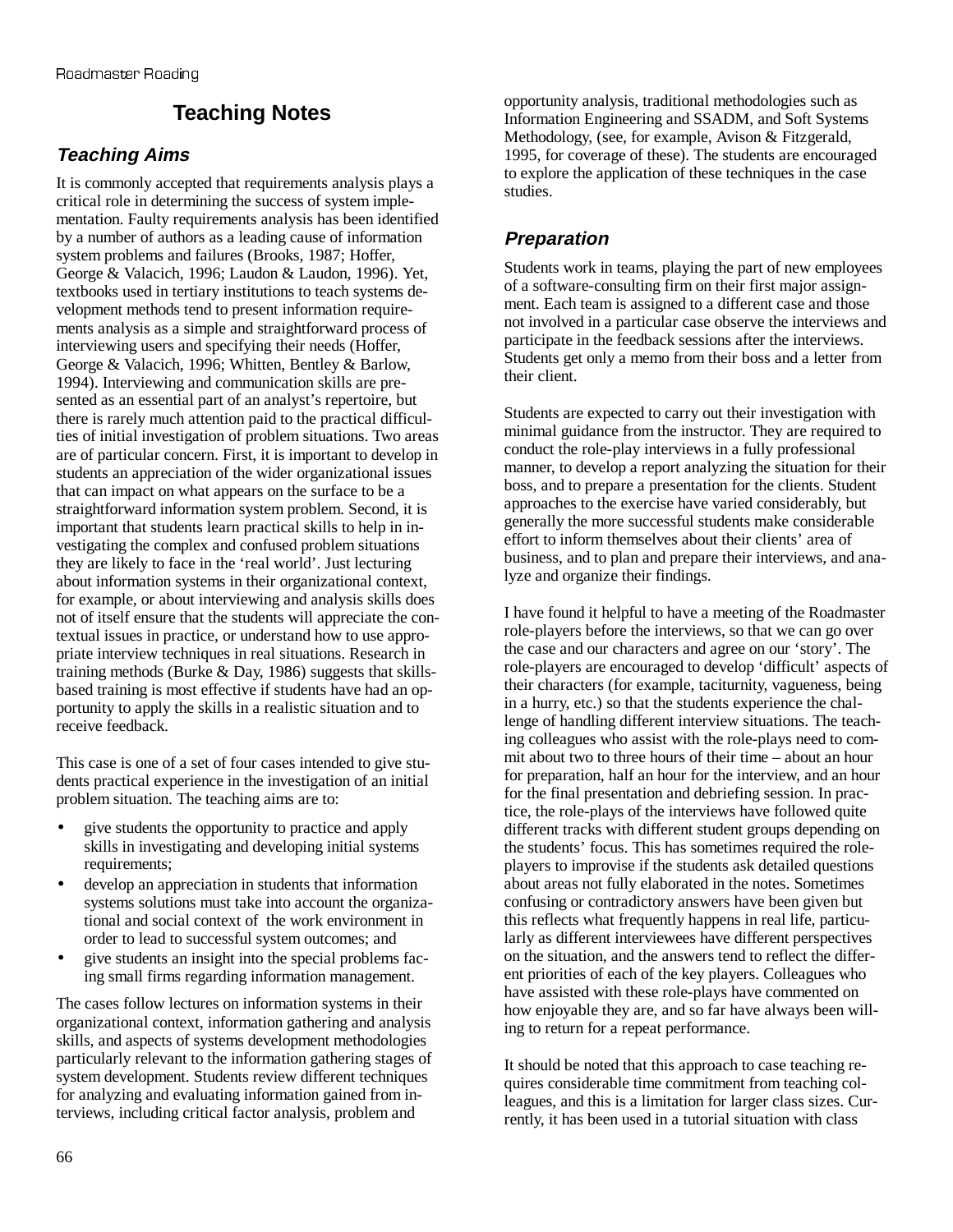# Teaching Notes

## *Teaching Aims*

It is commonly accepted that requirements analysis plays a critical role in determining the success of system implementation. Faulty requirements analysis has been identified by a number of authors as a leading cause of information system problems and failures (Brooks, 1987; Hoffer, George & Valacich, 1996; Laudon & Laudon, 1996). Yet, textbooks used in tertiary institutions to teach systems development methods tend to present information requirements analysis as a simple and straightforward process of interviewing users and specifying their needs (Hoffer, George & Valacich, 1996; Whitten, Bentley & Barlow, 1994). Interviewing and communication skills are presented as an essential part of an analyst's repertoire, but there is rarely much attention paid to the practical difficulties of initial investigation of problem situations. Two areas are of particular concern. First, it is important to develop in students an appreciation of the wider organizational issues that can impact on what appears on the surface to be a straightforward information system problem. Second, it is important that students learn practical skills to help in investigating the complex and confused problem situations they are likely to face in the 'real world'. Just lecturing about information systems in their organizational context, for example, or about interviewing and analysis skills does not of itself ensure that the students will appreciate the contextual issues in practice, or understand how to use appropriate interview techniques in real situations. Research in training methods (Burke & Day, 1986) suggests that skills-based training is most effective if students have had an opportunity to apply the skills in a realistic situation and to receive feedback.

This case is one of a set of four cases intended to give students practical experience in the investigation of an initial problem situation. The teaching aims are to:

- give students the opportunity to practice and apply skills in investigating and developing initial systems requirements;
- develop an appreciation in students that information systems solutions must take into account the organizational and social context of the work environment in order to lead to successful system outcomes; and
- give students an insight into the special problems facing small firms regarding information management.

The cases follow lectures on information systems in their organizational context, information gathering and analysis skills, and aspects of systems development methodologies particularly relevant to the information gathering stages of system development. Students review different techniques for analyzing and evaluating information gained from interviews, including critical factor analysis, problem and opportunity analysis, traditional methodologies such as Information Engineering and SSADM, and Soft Systems Methodology, (see, for example, Avison & Fitzgerald, 1995, for coverage of these). The students are encouraged to explore the application of these techniques in the case studies.

## *Preparation*

Students work in teams, playing the part of new employees of a software-consulting firm on their first major assignment. Each team is assigned to a different case and those not involved in a particular case observe the interviews and participate in the feedback sessions after the interviews. Students get only a memo from their boss and a letter from their client.

Students are expected to carry out their investigation with minimal guidance from the instructor. They are required to conduct the role-play interviews in a fully professional manner, to develop a report analyzing the situation for their boss, and to prepare a presentation for the clients. Student approaches to the exercise have varied considerably, but generally the more successful students make considerable effort to inform themselves about their clients' area of business, and to plan and prepare their interviews, and analyze and organize their findings.

I have found it helpful to have a meeting of the Roadmaster role-players before the interviews, so that we can go over the case and our characters and agree on our 'story'. The role-players are encouraged to develop 'difficult' aspects of their characters (for example, taciturnity, vagueness, being in a hurry, etc.) so that the students experience the challenge of handling different interview situations. The teaching colleagues who assist with the role-plays need to commit about two to three hours of their time – about an hour for preparation, half an hour for the interview, and an hour for the final presentation and debriefing session. In practice, the role-plays of the interviews have followed quite different tracks with different student groups depending on the students' focus. This has sometimes required the role-players to improvise if the students ask detailed questions about areas not fully elaborated in the notes. Sometimes confusing or contradictory answers have been given but this reflects what frequently happens in real life, particularly as different interviewees have different perspectives on the situation, and the answers tend to reflect the different priorities of each of the key players. Colleagues who have assisted with these role-plays have commented on how enjoyable they are, and so far have always been willing to return for a repeat performance.

It should be noted that this approach to case teaching requires considerable time commitment from teaching colleagues, and this is a limitation for larger class sizes. Currently, it has been used in a tutorial situation with class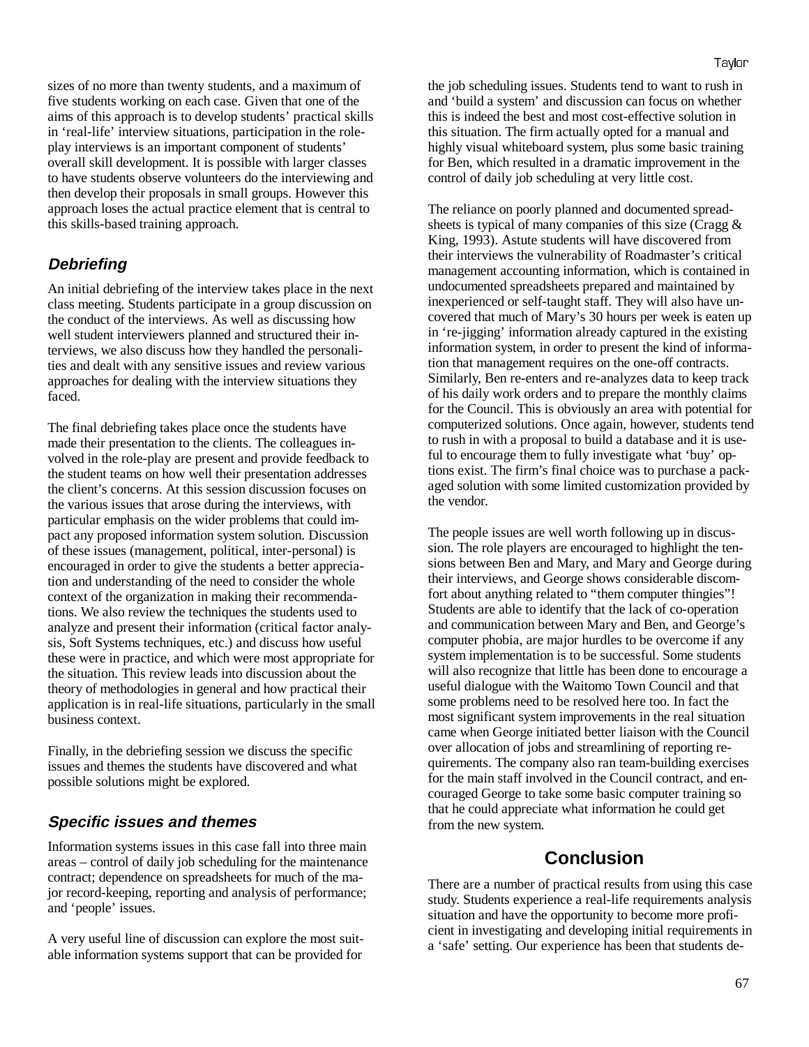sizes of no more than twenty students, and a maximum of five students working on each case. Given that one of the aims of this approach is to develop students' practical skills in 'real-life' interview situations, participation in the role-play interviews is an important component of students' overall skill development. It is possible with larger classes to have students observe volunteers do the interviewing and then develop their proposals in small groups. However this approach loses the actual practice element that is central to this skills-based training approach.

## Debriefing

An initial debriefing of the interview takes place in the next class meeting. Students participate in a group discussion on the conduct of the interviews. As well as discussing how well student interviewers planned and structured their interviews, we also discuss how they handled the personalities and dealt with any sensitive issues and review various approaches for dealing with the interview situations they faced.

The final debriefing takes place once the students have made their presentation to the clients. The colleagues involved in the role-play are present and provide feedback to the student teams on how well their presentation addresses the client's concerns. At this session discussion focuses on the various issues that arose during the interviews, with particular emphasis on the wider problems that could impact any proposed information system solution. Discussion of these issues (management, political, inter-personal) is encouraged in order to give the students a better appreciation and understanding of the need to consider the whole context of the organization in making their recommendations. We also review the techniques the students used to analyze and present their information (critical factor analysis, Soft Systems techniques, etc.) and discuss how useful these were in practice, and which were most appropriate for the situation. This review leads into discussion about the theory of methodologies in general and how practical their application is in real-life situations, particularly in the small business context.

Finally, in the debriefing session we discuss the specific issues and themes the students have discovered and what possible solutions might be explored.

## Specific issues and themes

Information systems issues in this case fall into three main areas – control of daily job scheduling for the maintenance contract; dependence on spreadsheets for much of the major record-keeping, reporting and analysis of performance; and 'people' issues.

A very useful line of discussion can explore the most suitable information systems support that can be provided for the job scheduling issues. Students tend to want to rush in and 'build a system' and discussion can focus on whether this is indeed the best and most cost-effective solution in this situation. The firm actually opted for a manual and highly visual whiteboard system, plus some basic training for Ben, which resulted in a dramatic improvement in the control of daily job scheduling at very little cost.

The reliance on poorly planned and documented spreadsheets is typical of many companies of this size (Cragg & King, 1993). Astute students will have discovered from their interviews the vulnerability of Roadmaster's critical management accounting information, which is contained in undocumented spreadsheets prepared and maintained by inexperienced or self-taught staff. They will also have uncovered that much of Mary's 30 hours per week is eaten up in 're-jigging' information already captured in the existing information system, in order to present the kind of information that management requires on the one-off contracts. Similarly, Ben re-enters and re-analyzes data to keep track of his daily work orders and to prepare the monthly claims for the Council. This is obviously an area with potential for computerized solutions. Once again, however, students tend to rush in with a proposal to build a database and it is useful to encourage them to fully investigate what 'buy' options exist. The firm's final choice was to purchase a packaged solution with some limited customization provided by the vendor.

The people issues are well worth following up in discussion. The role players are encouraged to highlight the tensions between Ben and Mary, and Mary and George during their interviews, and George shows considerable discomfort about anything related to "them computer thingies"! Students are able to identify that the lack of co-operation and communication between Mary and Ben, and George's computer phobia, are major hurdles to be overcome if any system implementation is to be successful. Some students will also recognize that little has been done to encourage a useful dialogue with the Waitomo Town Council and that some problems need to be resolved here too. In fact the most significant system improvements in the real situation came when George initiated better liaison with the Council over allocation of jobs and streamlining of reporting requirements. The company also ran team-building exercises for the main staff involved in the Council contract, and encouraged George to take some basic computer training so that he could appreciate what information he could get from the new system.

# Conclusion

There are a number of practical results from using this case study. Students experience a real-life requirements analysis situation and have the opportunity to become more proficient in investigating and developing initial requirements in a 'safe' setting. Our experience has been that students de-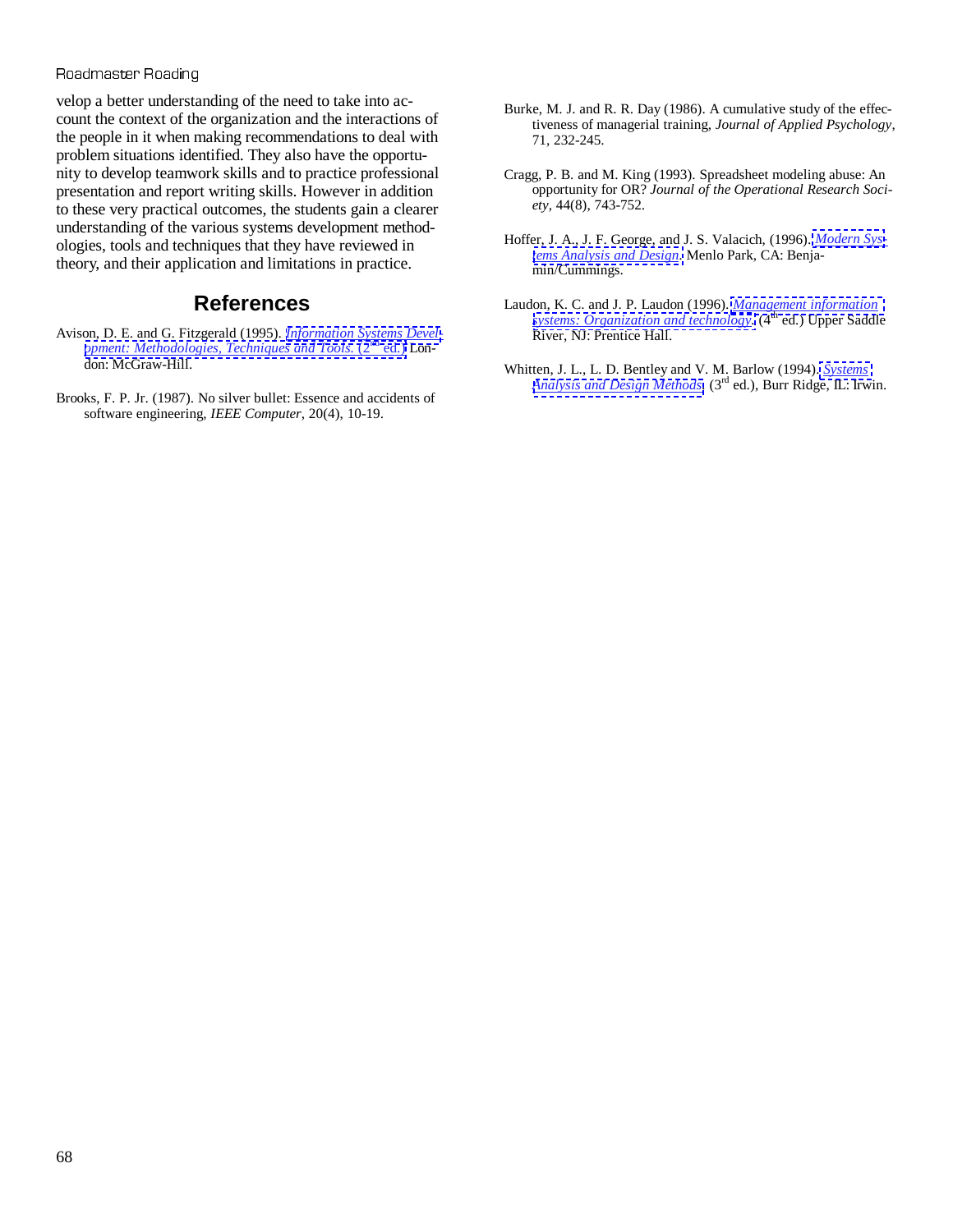velop a better understanding of the need to take into account the context of the organization and the interactions of the people in it when making recommendations to deal with problem situations identified. They also have the opportunity to develop teamwork skills and to practice professional presentation and report writing skills. However in addition to these very practical outcomes, the students gain a clearer understanding of the various systems development methodologies, tools and techniques that they have reviewed in theory, and their application and limitations in practice.

## References

Avison, D. E. and G. Fitzgerald (1995). *Information Systems Development: Methodologies, Techniques and Tools.* (2nd ed.) London: McGraw-Hill.

Brooks, F. P. Jr. (1987). No silver bullet: Essence and accidents of software engineering, *IEEE Computer*, 20(4), 10-19.

Burke, M. J. and R. R. Day (1986). A cumulative study of the effectiveness of managerial training, *Journal of Applied Psychology*, 71, 232-245.

Cragg, P. B. and M. King (1993). Spreadsheet modeling abuse: An opportunity for OR? *Journal of the Operational Research Society*, 44(8), 743-752.

Hoffer, J. A., J. F. George, and J. S. Valacich, (1996). *Modern Systems Analysis and Design.* Menlo Park, CA: Benjamin/Cummings.

Laudon, K. C. and J. P. Laudon (1996). *Management information systems: Organization and technology.* (4th ed.) Upper Saddle River, NJ: Prentice Hall.

Whitten, J. L., L. D. Bentley and V. M. Barlow (1994). *Systems Analysis and Design Methods* (3rd ed.), Burr Ridge, IL: Irwin.